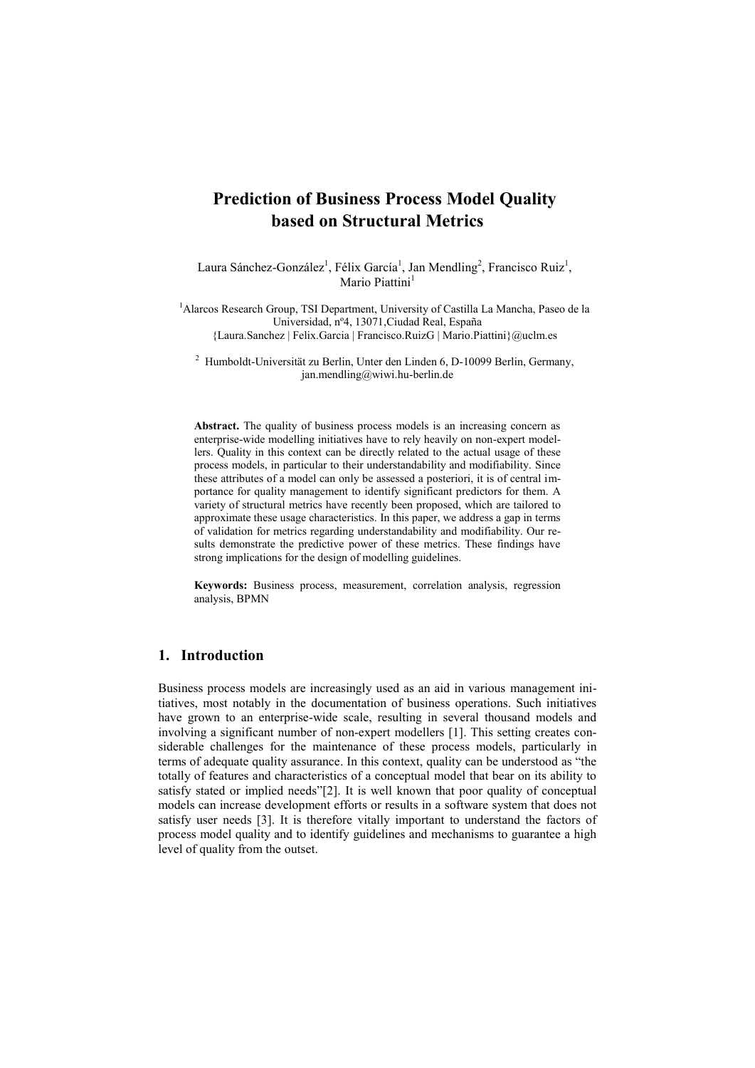# Prediction of Business Process Model Quality based on Structural Metrics

Laura Sánchez-González[1], Félix García[1], Jan Mendling[2], Francisco Ruiz[1], Mario Piattini[1]

[1]Alarcos Research Group, TSI Department, University of Castilla La Mancha, Paseo de la Universidad, nº4, 13071,Ciudad Real, España
{Laura.Sanchez | Felix.Garcia | Francisco.RuizG | Mario.Piattini}@uclm.es

[2] Humboldt-Universität zu Berlin, Unter den Linden 6, D-10099 Berlin, Germany, jan.mendling@wiwi.hu-berlin.de

**Abstract.** The quality of business process models is an increasing concern as enterprise-wide modelling initiatives have to rely heavily on non-expert modellers. Quality in this context can be directly related to the actual usage of these process models, in particular to their understandability and modifiability. Since these attributes of a model can only be assessed a posteriori, it is of central importance for quality management to identify significant predictors for them. A variety of structural metrics have recently been proposed, which are tailored to approximate these usage characteristics. In this paper, we address a gap in terms of validation for metrics regarding understandability and modifiability. Our results demonstrate the predictive power of these metrics. These findings have strong implications for the design of modelling guidelines.

**Keywords:** Business process, measurement, correlation analysis, regression analysis, BPMN

## 1. Introduction

Business process models are increasingly used as an aid in various management initiatives, most notably in the documentation of business operations. Such initiatives have grown to an enterprise-wide scale, resulting in several thousand models and involving a significant number of non-expert modellers [1]. This setting creates considerable challenges for the maintenance of these process models, particularly in terms of adequate quality assurance. In this context, quality can be understood as "the totally of features and characteristics of a conceptual model that bear on its ability to satisfy stated or implied needs"[2]. It is well known that poor quality of conceptual models can increase development efforts or results in a software system that does not satisfy user needs [3]. It is therefore vitally important to understand the factors of process model quality and to identify guidelines and mechanisms to guarantee a high level of quality from the outset.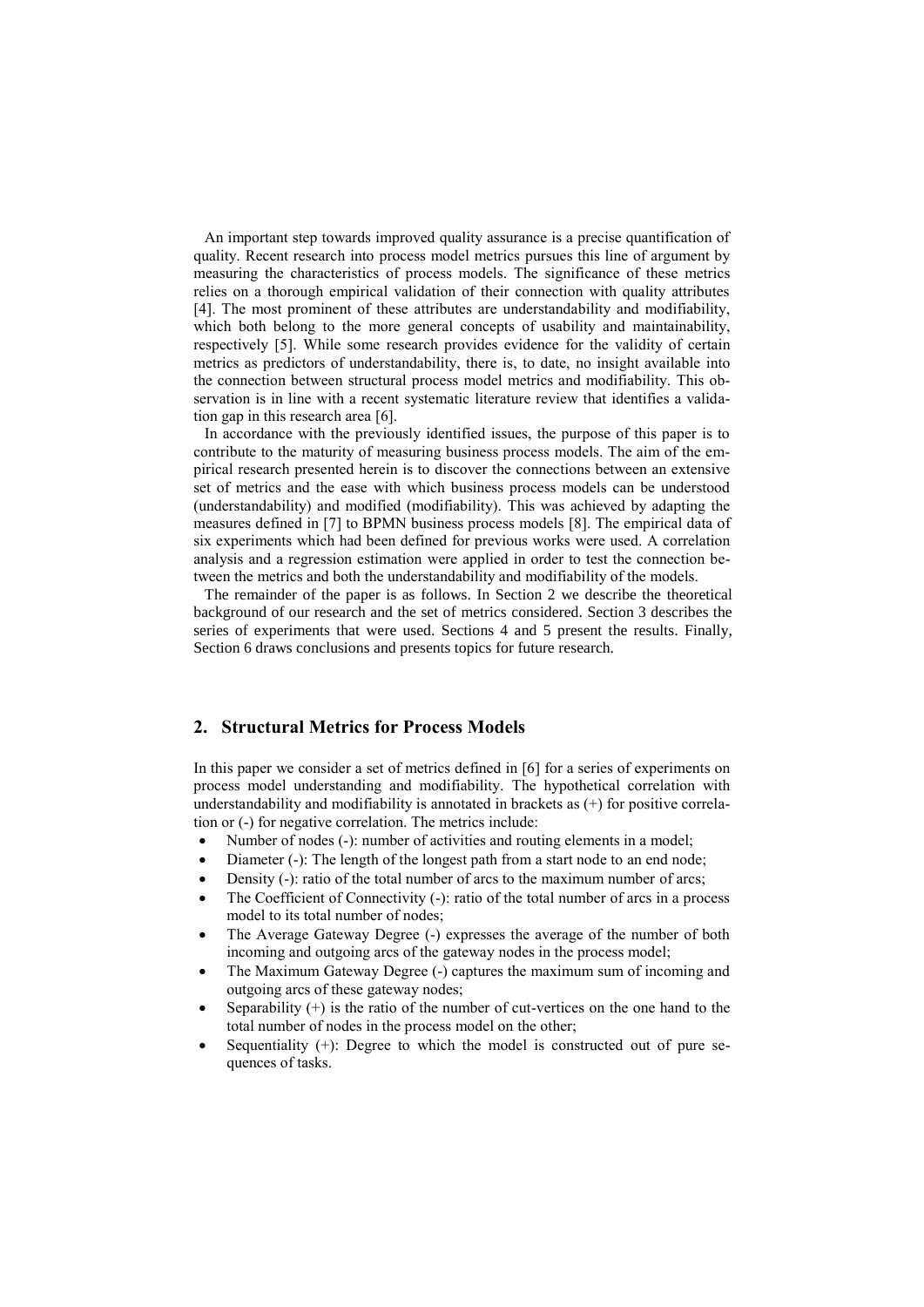An important step towards improved quality assurance is a precise quantification of quality. Recent research into process model metrics pursues this line of argument by measuring the characteristics of process models. The significance of these metrics relies on a thorough empirical validation of their connection with quality attributes [4]. The most prominent of these attributes are understandability and modifiability, which both belong to the more general concepts of usability and maintainability, respectively [5]. While some research provides evidence for the validity of certain metrics as predictors of understandability, there is, to date, no insight available into the connection between structural process model metrics and modifiability. This observation is in line with a recent systematic literature review that identifies a validation gap in this research area [6].

In accordance with the previously identified issues, the purpose of this paper is to contribute to the maturity of measuring business process models. The aim of the empirical research presented herein is to discover the connections between an extensive set of metrics and the ease with which business process models can be understood (understandability) and modified (modifiability). This was achieved by adapting the measures defined in [7] to BPMN business process models [8]. The empirical data of six experiments which had been defined for previous works were used. A correlation analysis and a regression estimation were applied in order to test the connection between the metrics and both the understandability and modifiability of the models.

The remainder of the paper is as follows. In Section 2 we describe the theoretical background of our research and the set of metrics considered. Section 3 describes the series of experiments that were used. Sections 4 and 5 present the results. Finally, Section 6 draws conclusions and presents topics for future research.

## 2. Structural Metrics for Process Models

In this paper we consider a set of metrics defined in [6] for a series of experiments on process model understanding and modifiability. The hypothetical correlation with understandability and modifiability is annotated in brackets as (+) for positive correlation or (-) for negative correlation. The metrics include:

- Number of nodes (-): number of activities and routing elements in a model;
- Diameter (-): The length of the longest path from a start node to an end node;
- Density (-): ratio of the total number of arcs to the maximum number of arcs;
- The Coefficient of Connectivity (-): ratio of the total number of arcs in a process model to its total number of nodes;
- The Average Gateway Degree (-) expresses the average of the number of both incoming and outgoing arcs of the gateway nodes in the process model;
- The Maximum Gateway Degree (-) captures the maximum sum of incoming and outgoing arcs of these gateway nodes;
- Separability (+) is the ratio of the number of cut-vertices on the one hand to the total number of nodes in the process model on the other;
- Sequentiality (+): Degree to which the model is constructed out of pure sequences of tasks.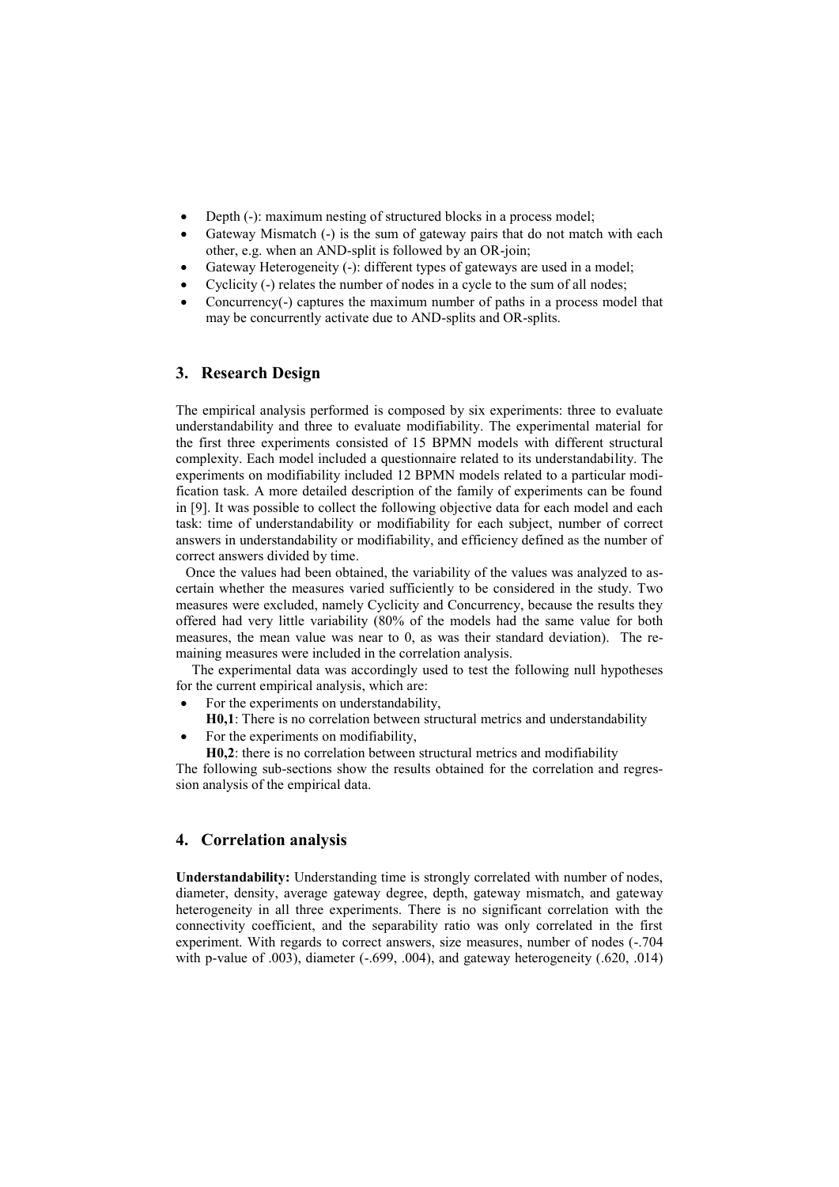- Depth (-): maximum nesting of structured blocks in a process model;
- Gateway Mismatch (-) is the sum of gateway pairs that do not match with each other, e.g. when an AND-split is followed by an OR-join;
- Gateway Heterogeneity (-): different types of gateways are used in a model;
- Cyclicity (-) relates the number of nodes in a cycle to the sum of all nodes;
- Concurrency(-) captures the maximum number of paths in a process model that may be concurrently activate due to AND-splits and OR-splits.

## 3. Research Design

The empirical analysis performed is composed by six experiments: three to evaluate understandability and three to evaluate modifiability. The experimental material for the first three experiments consisted of 15 BPMN models with different structural complexity. Each model included a questionnaire related to its understandability. The experiments on modifiability included 12 BPMN models related to a particular modification task. A more detailed description of the family of experiments can be found in [9]. It was possible to collect the following objective data for each model and each task: time of understandability or modifiability for each subject, number of correct answers in understandability or modifiability, and efficiency defined as the number of correct answers divided by time.

Once the values had been obtained, the variability of the values was analyzed to ascertain whether the measures varied sufficiently to be considered in the study. Two measures were excluded, namely Cyclicity and Concurrency, because the results they offered had very little variability (80% of the models had the same value for both measures, the mean value was near to 0, as was their standard deviation). The remaining measures were included in the correlation analysis.

The experimental data was accordingly used to test the following null hypotheses for the current empirical analysis, which are:

- For the experiments on understandability,
  **H0,1**: There is no correlation between structural metrics and understandability
- For the experiments on modifiability,
  **H0,2**: there is no correlation between structural metrics and modifiability

The following sub-sections show the results obtained for the correlation and regression analysis of the empirical data.

## 4. Correlation analysis

**Understandability:** Understanding time is strongly correlated with number of nodes, diameter, density, average gateway degree, depth, gateway mismatch, and gateway heterogeneity in all three experiments. There is no significant correlation with the connectivity coefficient, and the separability ratio was only correlated in the first experiment. With regards to correct answers, size measures, number of nodes (-.704 with p-value of .003), diameter (-.699, .004), and gateway heterogeneity (.620, .014)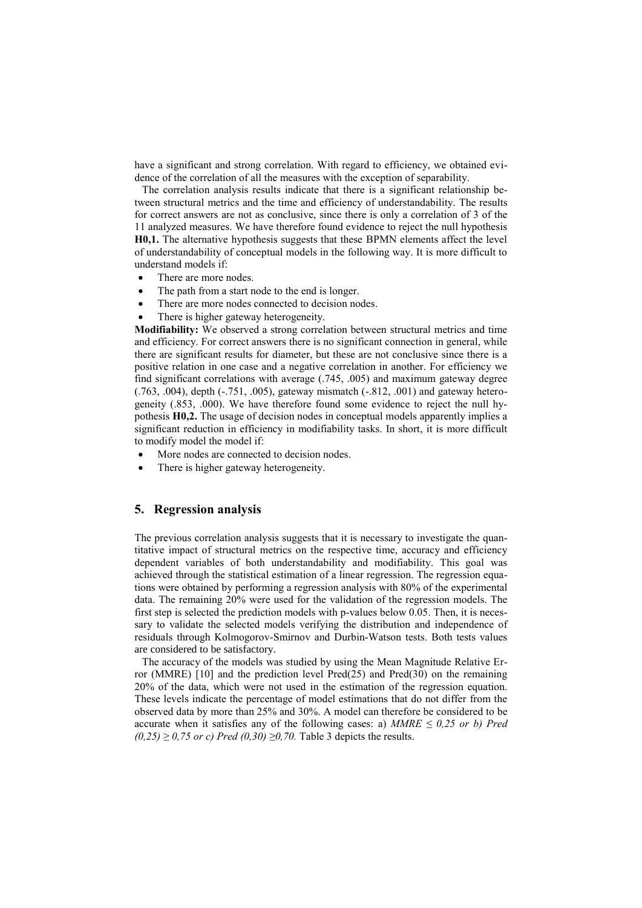have a significant and strong correlation. With regard to efficiency, we obtained evidence of the correlation of all the measures with the exception of separability.

The correlation analysis results indicate that there is a significant relationship between structural metrics and the time and efficiency of understandability. The results for correct answers are not as conclusive, since there is only a correlation of 3 of the 11 analyzed measures. We have therefore found evidence to reject the null hypothesis **H0,1.** The alternative hypothesis suggests that these BPMN elements affect the level of understandability of conceptual models in the following way. It is more difficult to understand models if:

- There are more nodes.
- The path from a start node to the end is longer.
- There are more nodes connected to decision nodes.
- There is higher gateway heterogeneity.

**Modifiability:** We observed a strong correlation between structural metrics and time and efficiency. For correct answers there is no significant connection in general, while there are significant results for diameter, but these are not conclusive since there is a positive relation in one case and a negative correlation in another. For efficiency we find significant correlations with average (.745, .005) and maximum gateway degree (.763, .004), depth (-.751, .005), gateway mismatch (-.812, .001) and gateway heterogeneity (.853, .000). We have therefore found some evidence to reject the null hypothesis **H0,2.** The usage of decision nodes in conceptual models apparently implies a significant reduction in efficiency in modifiability tasks. In short, it is more difficult to modify model the model if:

- More nodes are connected to decision nodes.
- There is higher gateway heterogeneity.

## 5. Regression analysis

The previous correlation analysis suggests that it is necessary to investigate the quantitative impact of structural metrics on the respective time, accuracy and efficiency dependent variables of both understandability and modifiability. This goal was achieved through the statistical estimation of a linear regression. The regression equations were obtained by performing a regression analysis with 80% of the experimental data. The remaining 20% were used for the validation of the regression models. The first step is selected the prediction models with p-values below 0.05. Then, it is necessary to validate the selected models verifying the distribution and independence of residuals through Kolmogorov-Smirnov and Durbin-Watson tests. Both tests values are considered to be satisfactory.

The accuracy of the models was studied by using the Mean Magnitude Relative Error (MMRE) [10] and the prediction level Pred(25) and Pred(30) on the remaining 20% of the data, which were not used in the estimation of the regression equation. These levels indicate the percentage of model estimations that do not differ from the observed data by more than 25% and 30%. A model can therefore be considered to be accurate when it satisfies any of the following cases: a) *MMRE* $\leq$ *0,25 or b) Pred (0,25)* $\geq$ *0,75 or c) Pred (0,30)* $\geq$*0,70.* Table 3 depicts the results.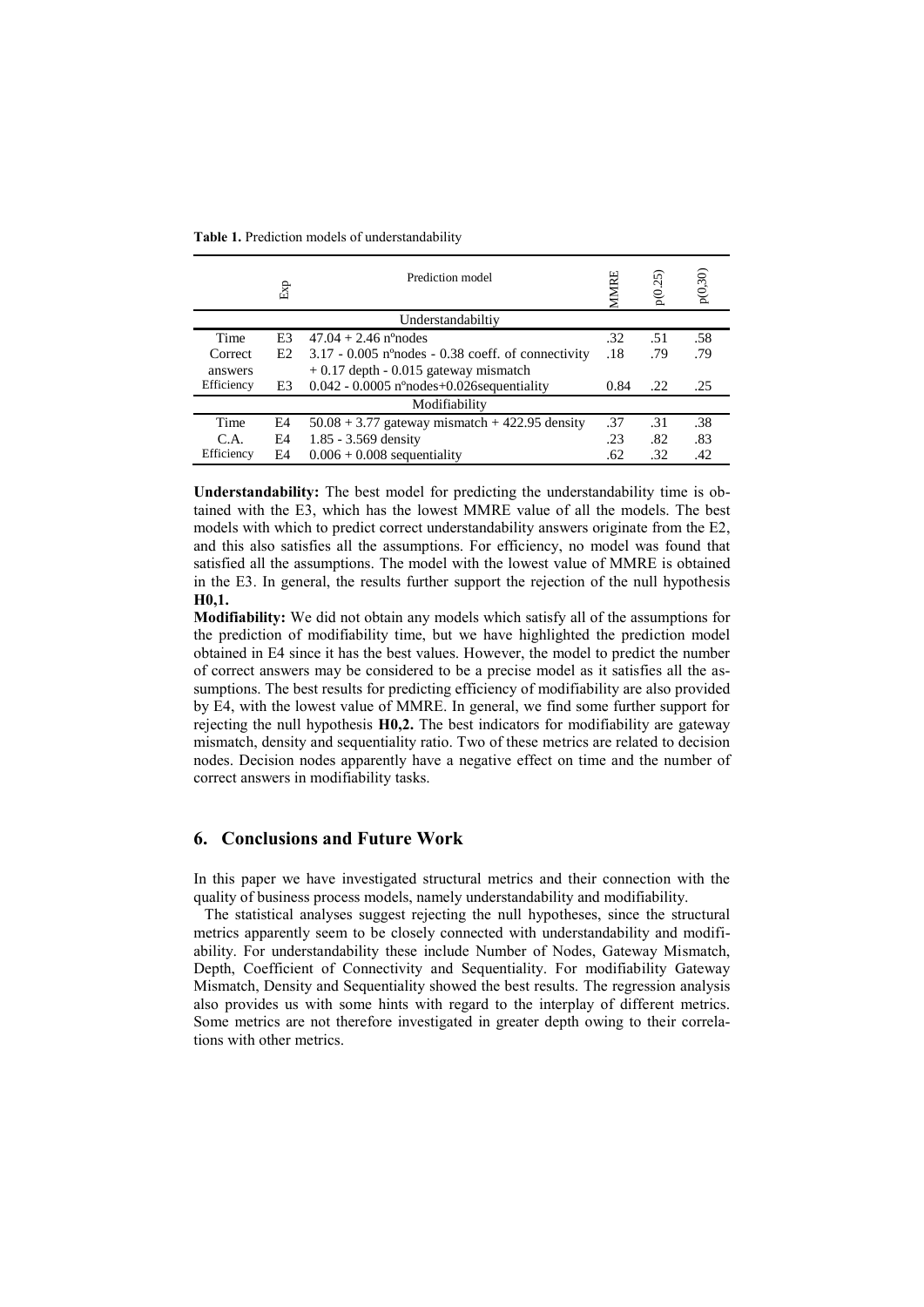**Table 1.** Prediction models of understandability

| | Exp | Prediction model | MMRE | p(0.25) | p(0,30) |
|---|---|---|---|---|---|
| | | Understandabiltiy | | | |
| Time | E3 | 47.04 + 2.46 nºnodes | .32 | .51 | .58 |
| Correct answers | E2 | 3.17 - 0.005 nºnodes - 0.38 coeff. of connectivity + 0.17 depth - 0.015 gateway mismatch | .18 | .79 | .79 |
| Efficiency | E3 | 0.042 - 0.0005 nºnodes+0.026sequentiality | 0.84 | .22 | .25 |
| | | Modifiability | | | |
| Time | E4 | 50.08 + 3.77 gateway mismatch + 422.95 density | .37 | .31 | .38 |
| C.A. | E4 | 1.85 - 3.569 density | .23 | .82 | .83 |
| Efficiency | E4 | 0.006 + 0.008 sequentiality | .62 | .32 | .42 |

**Understandability:** The best model for predicting the understandability time is obtained with the E3, which has the lowest MMRE value of all the models. The best models with which to predict correct understandability answers originate from the E2, and this also satisfies all the assumptions. For efficiency, no model was found that satisfied all the assumptions. The model with the lowest value of MMRE is obtained in the E3. In general, the results further support the rejection of the null hypothesis **H0,1.**

**Modifiability:** We did not obtain any models which satisfy all of the assumptions for the prediction of modifiability time, but we have highlighted the prediction model obtained in E4 since it has the best values. However, the model to predict the number of correct answers may be considered to be a precise model as it satisfies all the assumptions. The best results for predicting efficiency of modifiability are also provided by E4, with the lowest value of MMRE. In general, we find some further support for rejecting the null hypothesis **H0,2.** The best indicators for modifiability are gateway mismatch, density and sequentiality ratio. Two of these metrics are related to decision nodes. Decision nodes apparently have a negative effect on time and the number of correct answers in modifiability tasks.

## 6. Conclusions and Future Work

In this paper we have investigated structural metrics and their connection with the quality of business process models, namely understandability and modifiability.

The statistical analyses suggest rejecting the null hypotheses, since the structural metrics apparently seem to be closely connected with understandability and modifiability. For understandability these include Number of Nodes, Gateway Mismatch, Depth, Coefficient of Connectivity and Sequentiality. For modifiability Gateway Mismatch, Density and Sequentiality showed the best results. The regression analysis also provides us with some hints with regard to the interplay of different metrics. Some metrics are not therefore investigated in greater depth owing to their correlations with other metrics.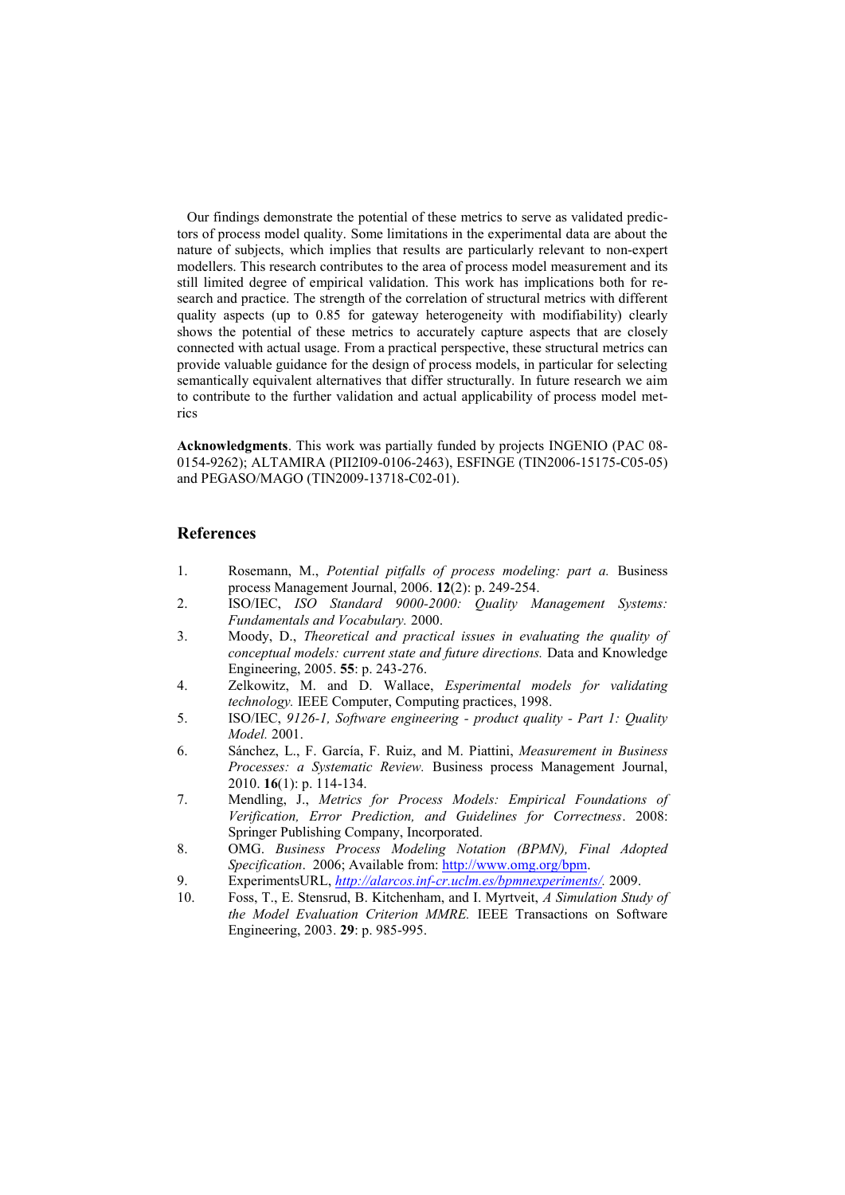Our findings demonstrate the potential of these metrics to serve as validated predictors of process model quality. Some limitations in the experimental data are about the nature of subjects, which implies that results are particularly relevant to non-expert modellers. This research contributes to the area of process model measurement and its still limited degree of empirical validation. This work has implications both for research and practice. The strength of the correlation of structural metrics with different quality aspects (up to 0.85 for gateway heterogeneity with modifiability) clearly shows the potential of these metrics to accurately capture aspects that are closely connected with actual usage. From a practical perspective, these structural metrics can provide valuable guidance for the design of process models, in particular for selecting semantically equivalent alternatives that differ structurally. In future research we aim to contribute to the further validation and actual applicability of process model metrics

**Acknowledgments**. This work was partially funded by projects INGENIO (PAC 08-0154-9262); ALTAMIRA (PII2I09-0106-2463), ESFINGE (TIN2006-15175-C05-05) and PEGASO/MAGO (TIN2009-13718-C02-01).

## References

1. Rosemann, M., *Potential pitfalls of process modeling: part a.* Business process Management Journal, 2006. **12**(2): p. 249-254.
2. ISO/IEC, *ISO Standard 9000-2000: Quality Management Systems: Fundamentals and Vocabulary.* 2000.
3. Moody, D., *Theoretical and practical issues in evaluating the quality of conceptual models: current state and future directions.* Data and Knowledge Engineering, 2005. **55**: p. 243-276.
4. Zelkowitz, M. and D. Wallace, *Experimental models for validating technology.* IEEE Computer, Computing practices, 1998.
5. ISO/IEC, *9126-1, Software engineering - product quality - Part 1: Quality Model.* 2001.
6. Sánchez, L., F. García, F. Ruiz, and M. Piattini, *Measurement in Business Processes: a Systematic Review.* Business process Management Journal, 2010. **16**(1): p. 114-134.
7. Mendling, J., *Metrics for Process Models: Empirical Foundations of Verification, Error Prediction, and Guidelines for Correctness*. 2008: Springer Publishing Company, Incorporated.
8. OMG. *Business Process Modeling Notation (BPMN), Final Adopted Specification*. 2006; Available from: http://www.omg.org/bpm.
9. ExperimentsURL, *http://alarcos.inf-cr.uclm.es/bpmnexperiments/.* 2009.
10. Foss, T., E. Stensrud, B. Kitchenham, and I. Myrtveit, *A Simulation Study of the Model Evaluation Criterion MMRE.* IEEE Transactions on Software Engineering, 2003. **29**: p. 985-995.